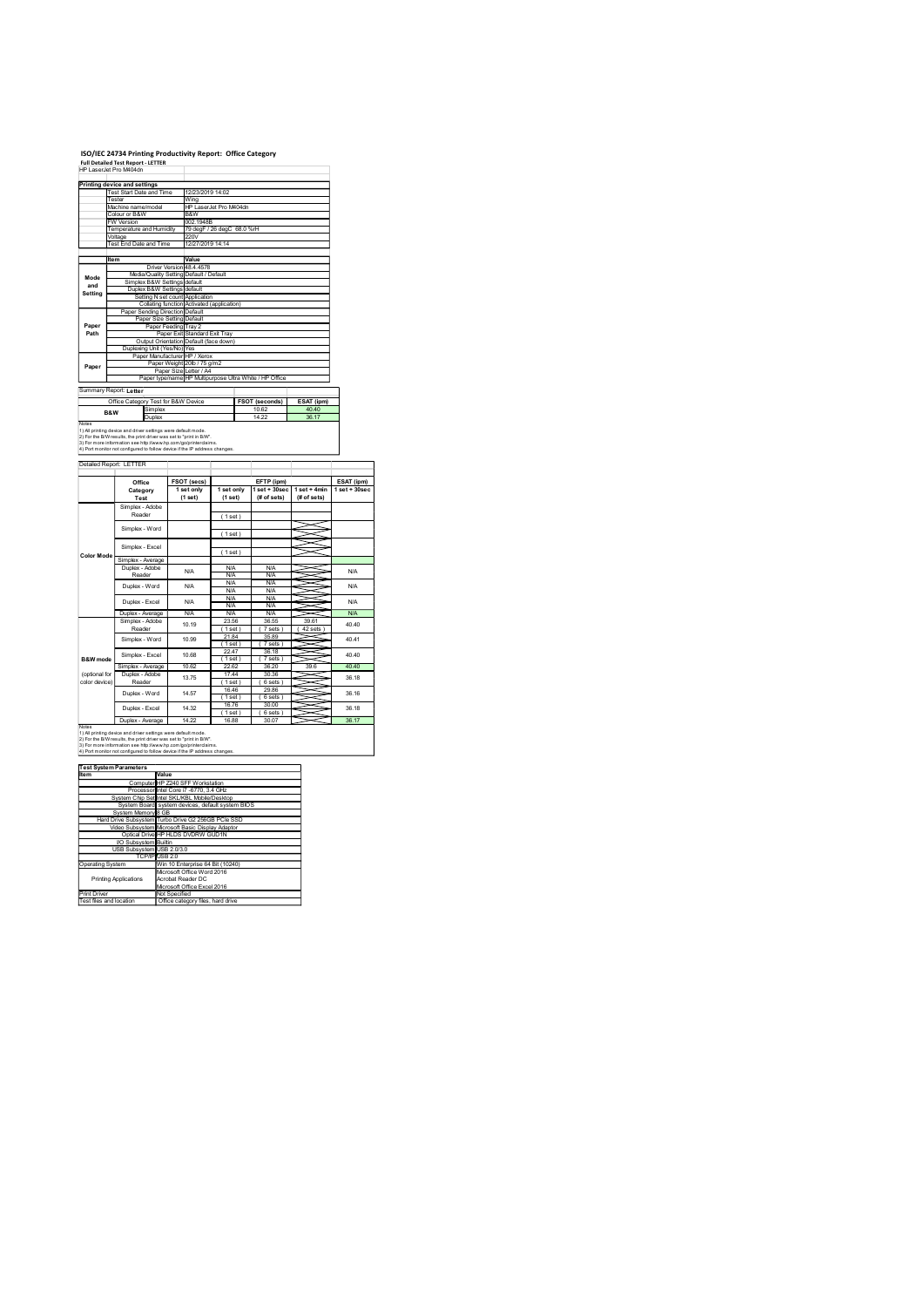# ISO/IEC 24734 Printing Productivity Report: Office Category

**Full Detailed Test Report - LETTER**

HP LaserJet Pro M404dn

| Printing device and settings | |
|---|---|
| Test Start Date and Time | 12/23/2019 14:02 |
| Tester | Wing |
| Machine name/model | HP LaserJet Pro M404dn |
| Colour or B&W | B&W |
| FW Version | 002.1948B |
| Temperature and Humidity | 79 degF / 26 degC 68.0 %rH |
| Voltage | 220V |
| Test End Date and Time | 12/27/2019 14:14 |

| | Item | Value |
|---|---|---|
| Mode and Setting | Driver Version | 48.4.4578 |
| | Media/Quality Setting | Default / Default |
| | Simplex B&W Settings | default |
| | Duplex B&W Settings | default |
| | Setting N set count | Application |
| | Collating function | Activated (application) |
| Paper Path | Paper Sending Direction | Default |
| | Paper Size Setting | Default |
| | Paper Feeding | Tray 2 |
| | Paper Exit | Standard Exit Tray |
| | Output Orientation | Default (face down) |
| | Duplexing Unit (Yes/No) | Yes |
| Paper | Paper Manufacturer | HP / Xerox |
| | Paper Weight | 20lb / 75 g/m2 |
| | Paper Size | Letter / A4 |
| | Paper type/name | HP Multipurpose Ultra White / HP Office |

Summary Report: **Letter**

| Office Category Test for B&W Device | | FSOT (seconds) | ESAT (ipm) |
|---|---|---|---|
| B&W | Simplex | 10.62 | 40.40 |
| | Duplex | 14.22 | 36.17 |

Notes
1) All printing device and driver settings were default mode.
2) For the B/W results, the print driver was set to "print in B/W".
3) For more information see http://www.hp.com/go/printerclaims.
4) Port monitor not configured to follow device if the IP address changes.

Detailed Report: LETTER

| | Office Category Test | FSOT (secs) 1 set only (1 set) | EFTP (ipm) 1 set only (1 set) | EFTP (ipm) 1 set + 30sec (# of sets) | EFTP (ipm) 1 set + 4min (# of sets) | ESAT (ipm) 1 set + 30sec |
|---|---|---|---|---|---|---|
| Color Mode | Simplex - Adobe Reader | | (1 set) | | | |
| | Simplex - Word | | (1 set) | | | |
| | Simplex - Excel | | (1 set) | | | |
| | Simplex - Average | | | | | |
| | Duplex - Adobe Reader | N/A | N/A N/A | N/A N/A | | N/A |
| | Duplex - Word | N/A | N/A N/A | N/A N/A | | N/A |
| | Duplex - Excel | N/A | N/A N/A | N/A N/A | | N/A |
| | Duplex - Average | N/A | N/A | N/A | | N/A |
| B&W mode (optional for color device) | Simplex - Adobe Reader | 10.19 | 23.56 (1 set) | 36.55 (7 sets) | 39.61 (42 sets) | 40.40 |
| | Simplex - Word | 10.99 | 21.84 (1 set) | 35.89 (7 sets) | | 40.41 |
| | Simplex - Excel | 10.68 | 22.47 (1 set) | 36.18 (7 sets) | | 40.40 |
| | Simplex - Average | 10.62 | 22.62 | 36.20 | 39.6 | 40.40 |
| | Duplex - Adobe Reader | 13.75 | 17.44 (1 set) | 30.36 (6 sets) | | 36.18 |
| | Duplex - Word | 14.57 | 16.46 (1 set) | 29.86 (6 sets) | | 36.16 |
| | Duplex - Excel | 14.32 | 16.76 (1 set) | 30.00 (6 sets) | | 36.18 |
| | Duplex - Average | 14.22 | 16.88 | 30.07 | | 36.17 |

Notes
1) All printing device and driver settings were default mode.
2) For the B/W results, the print driver was set to "print in B/W".
3) For more information see http://www.hp.com/go/printerclaims.
4) Port monitor not configured to follow device if the IP address changes.

| Test System Parameters | |
|---|---|
| **Item** | **Value** |
| Computer | HP Z240 SFF Workstation |
| Processor | Intel Core i7 -6770, 3.4 GHz |
| System Chip Set | Intel SKL/KBL Mobile/Desktop |
| System Board | system devices, default system BIOS |
| System Memory | 8 GB |
| Hard Drive Subsystem | Turbo Drive G2 256GB PCIe SSD |
| Video Subsystem | Microsoft Basic Display Adaptor |
| Optical Drive | HP HLDS DVDRW GUD1N |
| I/O Subsystem | Builtin |
| USB Subsystem | USB 2.0/3.0 |
| TCP/IP | USB 2.0 |
| Operating System | Win 10 Enterprise 64 Bit (10240) |
| Printing Applications | Microsoft Office Word 2016<br>Acrobat Reader DC<br>Microsoft Office Excel 2016 |
| Print Driver | Not Specified |
| Test files and location | Office category files, hard drive |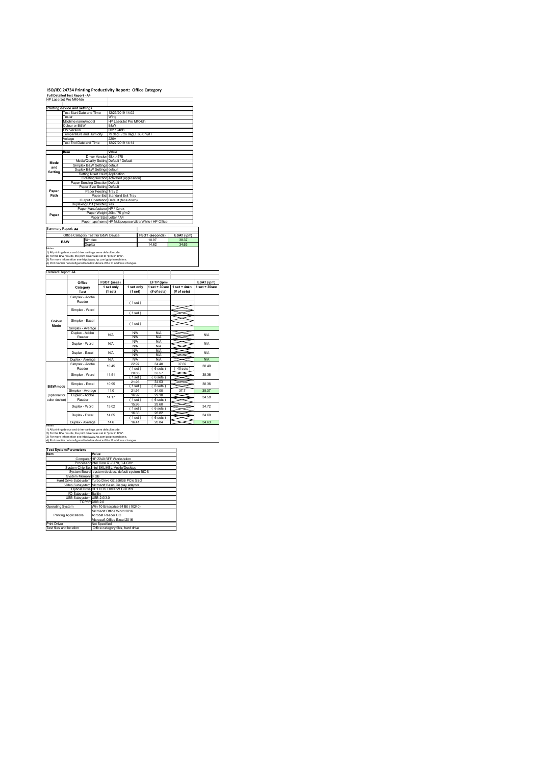# ISO/IEC 24734 Printing Productivity Report: Office Category

**Full Detailed Test Report - A4**

HP LaserJet Pro M404dn

| Printing device and settings | |
|---|---|
| Test Start Date and Time | 12/23/2019 14:02 |
| Tester | Wing |
| Machine name/model | HP LaserJet Pro M404dn |
| Colour or B&W | B&W |
| FW Version | 002.1948B |
| Temperature and Humidity | 79 degF / 26 degC 68.0 %rH |
| Voltage | 220V |
| Test End Date and Time | 12/27/2019 14:14 |

| | Item | Value |
|---|---|---|
| Mode and Setting | Driver Version | 48.4.4578 |
| | Media/Quality Setting | Default / Default |
| | Simplex B&W Settings | default |
| | Duplex B&W Settings | default |
| | Setting N set count | Application |
| | Collating function | Activated (application) |
| Paper Path | Paper Sending Direction | Default |
| | Paper Size Setting | Default |
| | Paper Feeding | Tray 2 |
| | Paper Exit | Standard Exit Tray |
| | Output Orientation | Default (face down) |
| | Duplexing Unit (Yes/No) | Yes |
| Paper | Paper Manufacturer | HP / Xerox |
| | Paper Weight | 20lb / 75 g/m2 |
| | Paper Size | Letter / A4 |
| | Paper type/name | HP Multipurpose Ultra White / HP Office |

Summary Report: **A4**

| Office Category Test for B&W Device | | FSOT (seconds) | ESAT (ipm) |
|---|---|---|---|
| B&W | Simplex | 10.97 | 38.37 |
| | Duplex | 14.62 | 34.63 |

Notes
1) All printing device and driver settings were default mode.
2) For the B/W results, the print driver was set to "print in B/W".
3) For more information see http://www.hp.com/go/printerclaims.
4) Port monitor not configured to follow device if the IP address changes.

Detailed Report: A4

| | Office Category Test | FSOT (secs) 1 set only (1 set) | EFTP (ipm) 1 set only (1 set) | EFTP (ipm) 1 set + 30sec (# of sets) | EFTP (ipm) 1 set + 4min (# of sets) | ESAT (ipm) 1 set + 30sec |
|---|---|---|---|---|---|---|
| Colour Mode | Simplex - Adobe Reader | | ( 1 set ) | | | |
| | Simplex - Word | | ( 1 set ) | | | |
| | Simplex - Excel | | ( 1 set ) | | | |
| | Simplex - Average | | | | | |
| | Duplex - Adobe Reader | N/A | N/A N/A | N/A N/A | | N/A |
| | Duplex - Word | N/A | N/A N/A | N/A N/A | | N/A |
| | Duplex - Excel | N/A | N/A N/A | N/A N/A | | N/A |
| | Duplex - Average | N/A | N/A | N/A | | N/A |
| B&W mode (optional for color device) | Simplex - Adobe Reader | 10.45 | 22.97 ( 1 set ) | 34.40 ( 6 sets ) | 37.69 ( 40 sets ) | 38.40 |
| | Simplex - Word | 11.51 | 20.85 ( 1 set ) | 33.57 ( 6 sets ) | | 38.36 |
| | Simplex - Excel | 10.95 | 21.93 ( 1 set ) | 34.03 ( 6 sets ) | | 38.36 |
| | Simplex - Average | 11.0 | 21.91 | 34.00 | 37.7 | 38.37 |
| | Duplex - Adobe Reader | 14.17 | 16.92 ( 1 set ) | 29.10 ( 6 sets ) | | 34.58 |
| | Duplex - Word | 15.02 | 15.96 ( 1 set ) | 28.60 ( 6 sets ) | | 34.72 |
| | Duplex - Excel | 14.65 | 16.38 ( 1 set ) | 28.82 ( 6 sets ) | | 34.60 |
| | Duplex - Average | 14.6 | 16.41 | 28.84 | | 34.63 |

Notes
1) All printing device and driver settings were default mode.
2) For the B/W results, the print driver was set to "print in B/W".
3) For more information see http://www.hp.com/go/printerclaims.
4) Port monitor not configured to follow device if the IP address changes.

| Test System Parameters | |
|---|---|
| Item | Value |
| Computer | HP Z240 SFF Workstation |
| Processor | Intel Core i7 -6770, 3.4 GHz |
| System Chip Set | Intel SKL/KBL Mobile/Desktop |
| System Board | system devices, default system BIOS |
| System Memory | 8 GB |
| Hard Drive Subsystem | Turbo Drive G2 256GB PCIe SSD |
| Video Subsystem | Microsoft Basic Display Adaptor |
| Optical Drive | HP HLDS DVDRW GUD1N |
| I/O Subsystem | Builtin |
| USB Subsystem | USB 2.0/3.0 |
| TCP/IP | USB 2.0 |
| Operating System | Win 10 Enterprise 64 Bit (10240) |
| Printing Applications | Microsoft Office Word 2016<br>Acrobat Reader DC<br>Microsoft Office Excel 2016 |
| Print Driver | Not Specified |
| Test files and location | Office category files, hard drive |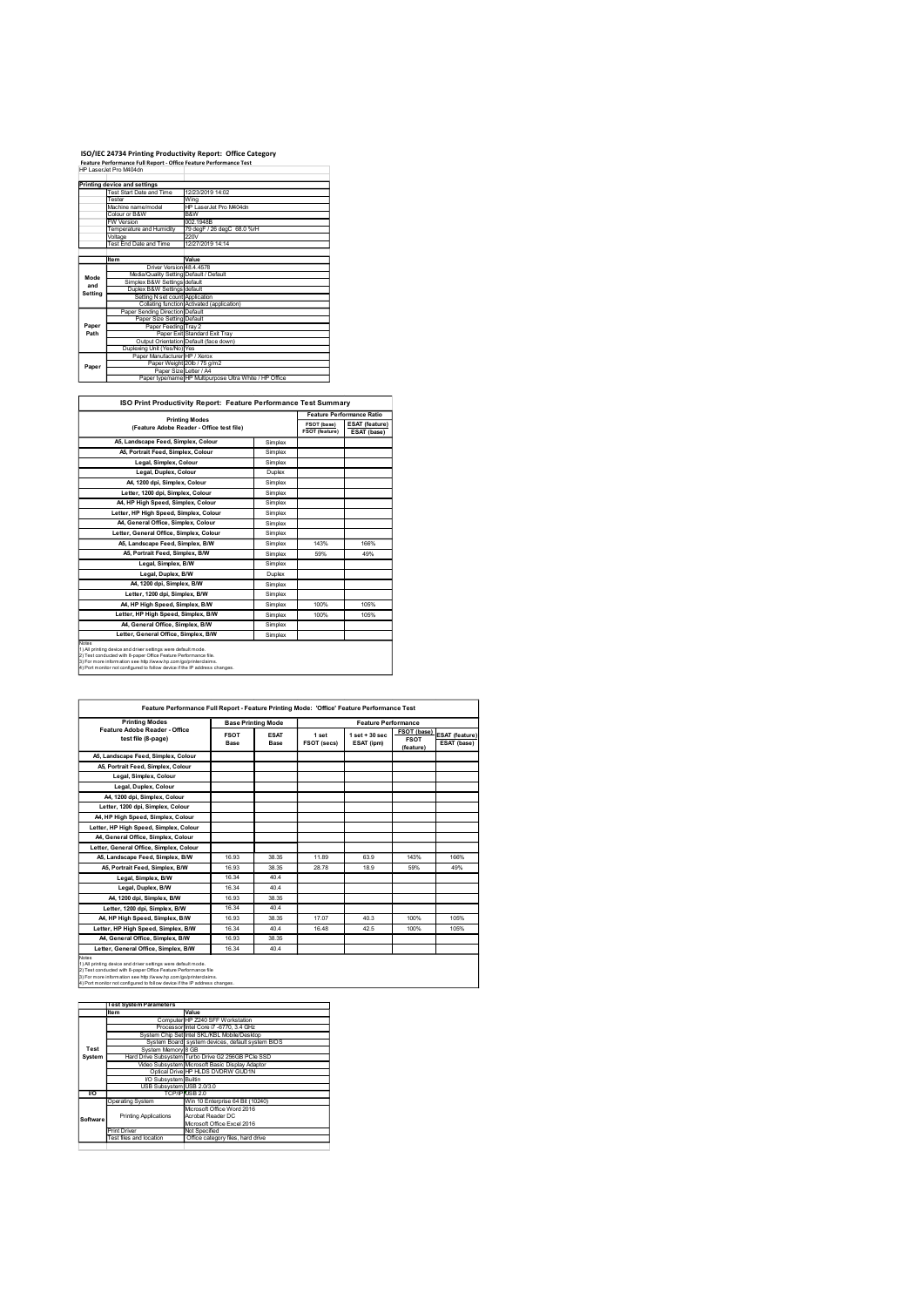# ISO/IEC 24734 Printing Productivity Report: Office Category

**Feature Performance Full Report - Office Feature Performance Test**

HP LaserJet Pro M404dn

| Printing device and settings | | |
|---|---|---|
| | Test Start Date and Time | 12/23/2019 14:02 |
| | Tester | Wing |
| | Machine name/model | HP LaserJet Pro M404dn |
| | Colour or B&W | B&W |
| | FW Version | 002.1948B |
| | Temperature and Humidity | 79 degF / 26 degC 68.0 %rH |
| | Voltage | 220V |
| | Test End Date and Time | 12/27/2019 14:14 |

| | Item | Value |
|---|---|---|
| Mode and Setting | Driver Version | 48.4.4578 |
| | Media/Quality Setting | Default / Default |
| | Simplex B&W Settings | default |
| | Duplex B&W Settings | default |
| | Setting N set count | Application |
| | Collating function | Activated (application) |
| Paper Path | Paper Sending Direction | Default |
| | Paper Size Setting | Default |
| | Paper Feeding | Tray 2 |
| | Paper Exit | Standard Exit Tray |
| | Output Orientation | Default (face down) |
| | Duplexing Unit (Yes/No) | Yes |
| Paper | Paper Manufacturer | HP / Xerox |
| | Paper Weight | 20lb / 75 g/m2 |
| | Paper Size | Letter / A4 |
| | Paper type/name | HP Multipurpose Ultra White / HP Office |

## ISO Print Productivity Report: Feature Performance Test Summary

| Printing Modes (Feature Adobe Reader - Office test file) | | Feature Performance Ratio: FSOT (base) / FSOT (feature) | Feature Performance Ratio: ESAT (feature) / ESAT (base) |
|---|---|---|---|
| A5, Landscape Feed, Simplex, Colour | Simplex | | |
| A5, Portrait Feed, Simplex, Colour | Simplex | | |
| Legal, Simplex, Colour | Simplex | | |
| Legal, Duplex, Colour | Duplex | | |
| A4, 1200 dpi, Simplex, Colour | Simplex | | |
| Letter, 1200 dpi, Simplex, Colour | Simplex | | |
| A4, HP High Speed, Simplex, Colour | Simplex | | |
| Letter, HP High Speed, Simplex, Colour | Simplex | | |
| A4, General Office, Simplex, Colour | Simplex | | |
| Letter, General Office, Simplex, Colour | Simplex | | |
| A5, Landscape Feed, Simplex, B/W | Simplex | 143% | 166% |
| A5, Portrait Feed, Simplex, B/W | Simplex | 59% | 49% |
| Legal, Simplex, B/W | Simplex | | |
| Legal, Duplex, B/W | Duplex | | |
| A4, 1200 dpi, Simplex, B/W | Simplex | | |
| Letter, 1200 dpi, Simplex, B/W | Simplex | | |
| A4, HP High Speed, Simplex, B/W | Simplex | 100% | 105% |
| Letter, HP High Speed, Simplex, B/W | Simplex | 100% | 105% |
| A4, General Office, Simplex, B/W | Simplex | | |
| Letter, General Office, Simplex, B/W | Simplex | | |

Notes
1) All printing device and driver settings were default mode.
2) Test conducted with 8-paper Office Feature Performance file.
3) For more information see http://www.hp.com/go/printerclaims.
4) Port monitor not configured to follow device if the IP address changes.

## Feature Performance Full Report - Feature Printing Mode: 'Office' Feature Performance Test

| Printing Modes Feature Adobe Reader - Office test file (8-page) | Base Printing Mode: FSOT Base | Base Printing Mode: ESAT Base | Feature Performance: 1 set FSOT (secs) | Feature Performance: 1 set + 30 sec ESAT (ipm) | Feature Performance: FSOT (base) / FSOT (feature) | Feature Performance: ESAT (feature) / ESAT (base) |
|---|---|---|---|---|---|---|
| A5, Landscape Feed, Simplex, Colour | | | | | | |
| A5, Portrait Feed, Simplex, Colour | | | | | | |
| Legal, Simplex, Colour | | | | | | |
| Legal, Duplex, Colour | | | | | | |
| A4, 1200 dpi, Simplex, Colour | | | | | | |
| Letter, 1200 dpi, Simplex, Colour | | | | | | |
| A4, HP High Speed, Simplex, Colour | | | | | | |
| Letter, HP High Speed, Simplex, Colour | | | | | | |
| A4, General Office, Simplex, Colour | | | | | | |
| Letter, General Office, Simplex, Colour | | | | | | |
| A5, Landscape Feed, Simplex, B/W | 16.93 | 38.35 | 11.89 | 63.9 | 143% | 166% |
| A5, Portrait Feed, Simplex, B/W | 16.93 | 38.35 | 28.78 | 18.9 | 59% | 49% |
| Legal, Simplex, B/W | 16.34 | 40.4 | | | | |
| Legal, Duplex, B/W | 16.34 | 40.4 | | | | |
| A4, 1200 dpi, Simplex, B/W | 16.93 | 38.35 | | | | |
| Letter, 1200 dpi, Simplex, B/W | 16.34 | 40.4 | | | | |
| A4, HP High Speed, Simplex, B/W | 16.93 | 38.35 | 17.07 | 40.3 | 100% | 105% |
| Letter, HP High Speed, Simplex, B/W | 16.34 | 40.4 | 16.48 | 42.5 | 100% | 105% |
| A4, General Office, Simplex, B/W | 16.93 | 38.35 | | | | |
| Letter, General Office, Simplex, B/W | 16.34 | 40.4 | | | | |

Notes
1) All printing device and driver settings were default mode.
2) Test conducted with 8-paper Office Feature Performance file
3) For more information see http://www.hp.com/go/printerclaims.
4) Port monitor not configured to follow device if the IP address changes.

| Test System Parameters | Item | Value |
|---|---|---|
| Test System | Computer | HP Z240 SFF Workstation |
| | Processor | Intel Core i7 -6770, 3.4 GHz |
| | System Chip Set | Intel SKL/KBL Mobile/Desktop |
| | System Board | system devices, default system BIOS |
| | System Memory | 8 GB |
| | Hard Drive Subsystem | Turbo Drive G2 256GB PCIe SSD |
| | Video Subsystem | Microsoft Basic Display Adaptor |
| | Optical Drive | HP HLDS DVDRW GUD1N |
| | I/O Subsystem | Builtin |
| | USB Subsystem | USB 2.0/3.0 |
| I/O | TCP/IP | USB 2.0 |
| Software | Operating System | Win 10 Enterprise 64 Bit (10240) |
| | Printing Applications | Microsoft Office Word 2016, Acrobat Reader DC, Microsoft Office Excel 2016 |
| | Print Driver | Not Specified |
| | Test files and location | Office category files, hard drive |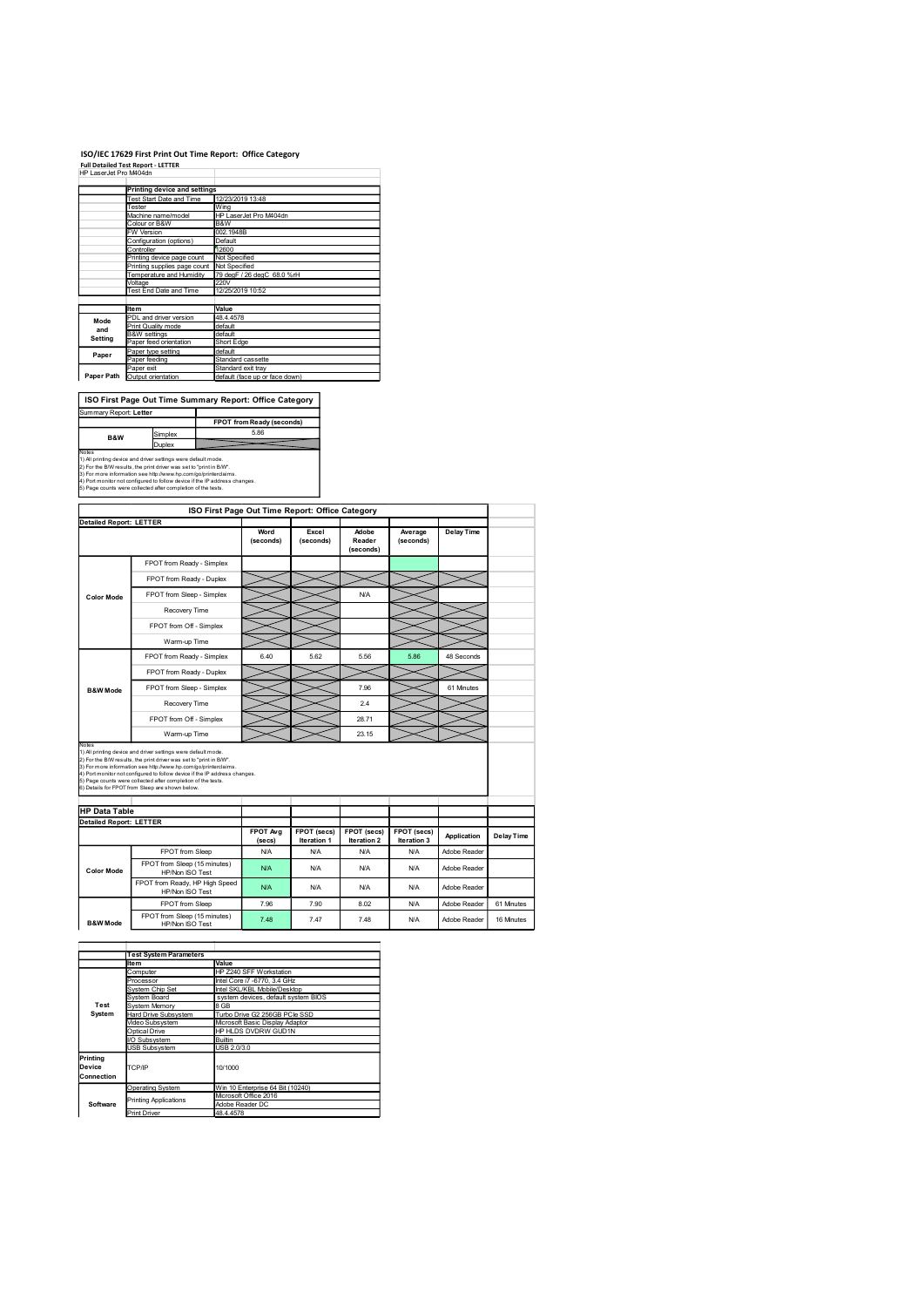# ISO/IEC 17629 First Print Out Time Report: Office Category

**Full Detailed Test Report - LETTER**

HP LaserJet Pro M404dn

| | Printing device and settings | |
|---|---|---|
| | Test Start Date and Time | 12/23/2019 13:48 |
| | Tester | Wing |
| | Machine name/model | HP LaserJet Pro M404dn |
| | Colour or B&W | B&W |
| | FW Version | 002.1948B |
| | Configuration (options) | Default |
| | Controller | 12600 |
| | Printing device page count | Not Specified |
| | Printing supplies page count | Not Specified |
| | Temperature and Humidity | 79 degF / 26 degC 68.0 %rH |
| | Voltage | 220V |
| | Test End Date and Time | 12/25/2019 10:52 |

| | Item | Value |
|---|---|---|
| Mode and Setting | PDL and driver version | 48.4.4578 |
| | Print Quality mode | default |
| | B&W settings | default |
| | Paper feed orientation | Short Edge |
| Paper | Paper type setting | default |
| | Paper feeding | Standard cassette |
| | Paper exit | Standard exit tray |
| Paper Path | Output orientation | default (face up or face down) |

## ISO First Page Out Time Summary Report: Office Category

Summary Report: **Letter**

| | | FPOT from Ready (seconds) |
|---|---|---|
| B&W | Simplex | 5.86 |
| | Duplex | |

Notes
1) All printing device and driver settings were default mode.
2) For the B/W results, the print driver was set to "print in B/W".
3) For more information see http://www.hp.com/go/printerclaims.
4) Port monitor not configured to follow device if the IP address changes.
5) Page counts were collected after completion of the tests.

## ISO First Page Out Time Report: Office Category

**Detailed Report: LETTER**

| | | Word (seconds) | Excel (seconds) | Adobe Reader (seconds) | Average (seconds) | Delay Time |
|---|---|---|---|---|---|---|
| Color Mode | FPOT from Ready - Simplex | | | | | |
| | FPOT from Ready - Duplex | | | | | |
| | FPOT from Sleep - Simplex | | | N/A | | |
| | Recovery Time | | | | | |
| | FPOT from Off - Simplex | | | | | |
| | Warm-up Time | | | | | |
| B&W Mode | FPOT from Ready - Simplex | 6.40 | 5.62 | 5.56 | 5.86 | 48 Seconds |
| | FPOT from Ready - Duplex | | | | | |
| | FPOT from Sleep - Simplex | | | 7.96 | | 61 Minutes |
| | Recovery Time | | | 2.4 | | |
| | FPOT from Off - Simplex | | | 28.71 | | |
| | Warm-up Time | | | 23.15 | | |

Notes
1) All printing device and driver settings were default mode.
2) For the B/W results, the print driver was set to "print in B/W".
3) For more information see http://www.hp.com/go/printerclaims.
4) Port monitor not configured to follow device if the IP address changes.
5) Page counts were collected after completion of the tests.
6) Details for FPOT from Sleep are shown below.

## HP Data Table

**Detailed Report: LETTER**

| | | FPOT Avg (secs) | FPOT (secs) Iteration 1 | FPOT (secs) Iteration 2 | FPOT (secs) Iteration 3 | Application | Delay Time |
|---|---|---|---|---|---|---|---|
| Color Mode | FPOT from Sleep | N/A | N/A | N/A | N/A | Adobe Reader | |
| | FPOT from Sleep (15 minutes) HP/Non ISO Test | N/A | N/A | N/A | N/A | Adobe Reader | |
| | FPOT from Ready, HP High Speed HP/Non ISO Test | N/A | N/A | N/A | N/A | Adobe Reader | |
| B&W Mode | FPOT from Sleep | 7.96 | 7.90 | 8.02 | N/A | Adobe Reader | 61 Minutes |
| | FPOT from Sleep (15 minutes) HP/Non ISO Test | 7.48 | 7.47 | 7.48 | N/A | Adobe Reader | 16 Minutes |

| | Test System Parameters | |
|---|---|---|
| | Item | Value |
| Test System | Computer | HP Z240 SFF Workstation |
| | Processor | Intel Core i7 -6770, 3.4 GHz |
| | System Chip Set | Intel SKL/KBL Mobile/Desktop |
| | System Board | system devices, default system BIOS |
| | System Memory | 8 GB |
| | Hard Drive Subsystem | Turbo Drive G2 256GB PCIe SSD |
| | Video Subsystem | Microsoft Basic Display Adaptor |
| | Optical Drive | HP HLDS DVDRW GUD1N |
| | I/O Subsystem | Builtin |
| | USB Subsystem | USB 2.0/3.0 |
| Printing Device Connection | TCP/IP | 10/1000 |
| Software | Operating System | Win 10 Enterprise 64 Bit (10240) |
| | Printing Applications | Microsoft Office 2016 |
| | | Adobe Reader DC |
| | Print Driver | 48.4.4578 |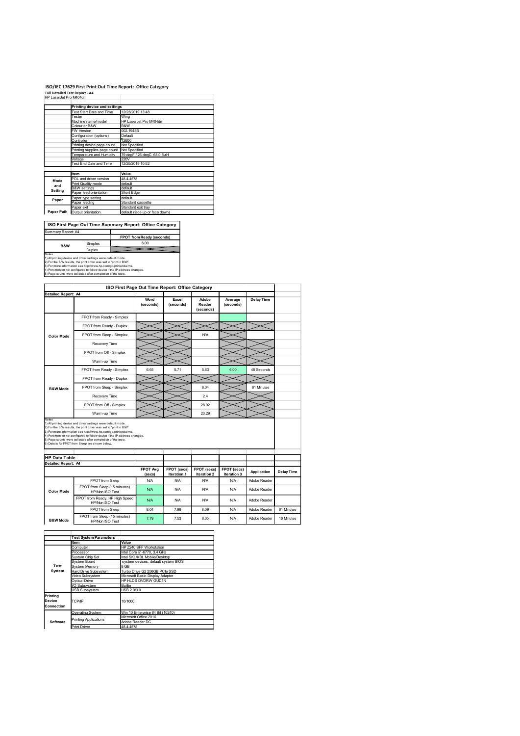# ISO/IEC 17629 First Print Out Time Report: Office Category

**Full Detailed Test Report - A4**

HP LaserJet Pro M404dn

| | Printing device and settings | |
|---|---|---|
| | Test Start Date and Time | 12/23/2019 13:48 |
| | Tester | Wing |
| | Machine name/model | HP LaserJet Pro M404dn |
| | Colour or B&W | B&W |
| | FW Version | 002.1948B |
| | Configuration (options) | Default |
| | Controller | 12600 |
| | Printing device page count | Not Specified |
| | Printing supplies page count | Not Specified |
| | Temperature and Humidity | 79 degF / 26 degC 68.0 %rH |
| | Voltage | 220V |
| | Test End Date and Time | 12/25/2019 10:52 |

| | Item | Value |
|---|---|---|
| Mode and Setting | PDL and driver version | 48.4.4578 |
| | Print Quality mode | default |
| | B&W settings | default |
| | Paper feed orientation | Short Edge |
| Paper | Paper type setting | default |
| | Paper feeding | Standard cassette |
| | Paper exit | Standard exit tray |
| Paper Path | Output orientation | default (face up or face down) |

## ISO First Page Out Time Summary Report: Office Category

| Summary Report: A4 | | |
|---|---|---|
| | | FPOT from Ready (seconds) |
| B&W | Simplex | 6.00 |
| | Duplex | |

Notes
1) All printing device and driver settings were default mode.
2) For the B/W results, the print driver was set to "print in B/W".
3) For more information see http://www.hp.com/go/printerclaims.
4) Port monitor not configured to follow device if the IP address changes.
5) Page counts were collected after completion of the tests.

## ISO First Page Out Time Report: Office Category

| Detailed Report: A4 | | Word (seconds) | Excel (seconds) | Adobe Reader (seconds) | Average (seconds) | Delay Time |
|---|---|---|---|---|---|---|
| Color Mode | FPOT from Ready - Simplex | | | | | |
| | FPOT from Ready - Duplex | | | | | |
| | FPOT from Sleep - Simplex | | | N/A | | |
| | Recovery Time | | | | | |
| | FPOT from Off - Simplex | | | | | |
| | Warm-up Time | | | | | |
| B&W Mode | FPOT from Ready - Simplex | 6.65 | 5.71 | 5.63 | 6.00 | 48 Seconds |
| | FPOT from Ready - Duplex | | | | | |
| | FPOT from Sleep - Simplex | | | 8.04 | | 61 Minutes |
| | Recovery Time | | | 2.4 | | |
| | FPOT from Off - Simplex | | | 28.92 | | |
| | Warm-up Time | | | 23.29 | | |

Notes
1) All printing device and driver settings were default mode.
2) For the B/W results, the print driver was set to "print in B/W".
3) For more information see http://www.hp.com/go/printerclaims.
4) Port monitor not configured to follow device if the IP address changes.
5) Page counts were collected after completion of the tests.
6) Details for FPOT from Sleep are shown below.

## HP Data Table

| Detailed Report: A4 | | FPOT Avg (secs) | FPOT (secs) Iteration 1 | FPOT (secs) Iteration 2 | FPOT (secs) Iteration 3 | Application | Delay Time |
|---|---|---|---|---|---|---|---|
| Color Mode | FPOT from Sleep | N/A | N/A | N/A | N/A | Adobe Reader | |
| | FPOT from Sleep (15 minutes) HP/Non ISO Test | N/A | N/A | N/A | N/A | Adobe Reader | |
| | FPOT from Ready, HP High Speed HP/Non ISO Test | N/A | N/A | N/A | N/A | Adobe Reader | |
| B&W Mode | FPOT from Sleep | 8.04 | 7.99 | 8.09 | N/A | Adobe Reader | 61 Minutes |
| | FPOT from Sleep (15 minutes) HP/Non ISO Test | 7.79 | 7.53 | 8.05 | N/A | Adobe Reader | 16 Minutes |

| | Test System Parameters | |
|---|---|---|
| | Item | Value |
| Test System | Computer | HP Z240 SFF Workstation |
| | Processor | Intel Core i7 -6770, 3.4 GHz |
| | System Chip Set | Intel SKL/KBL Mobile/Desktop |
| | System Board | system devices, default system BIOS |
| | System Memory | 8 GB |
| | Hard Drive Subsystem | Turbo Drive G2 256GB PCIe SSD |
| | Video Subsystem | Microsoft Basic Display Adaptor |
| | Optical Drive | HP HLDS DVDRW GUD1N |
| | I/O Subsystem | Builtin |
| | USB Subsystem | USB 2.0/3.0 |
| Printing Device Connection | TCP/IP | 10/1000 |
| Software | Operating System | Win 10 Enterprise 64 Bit (10240) |
| | Printing Applications | Microsoft Office 2016 |
| | | Adobe Reader DC |
| | Print Driver | 48.4.4578 |